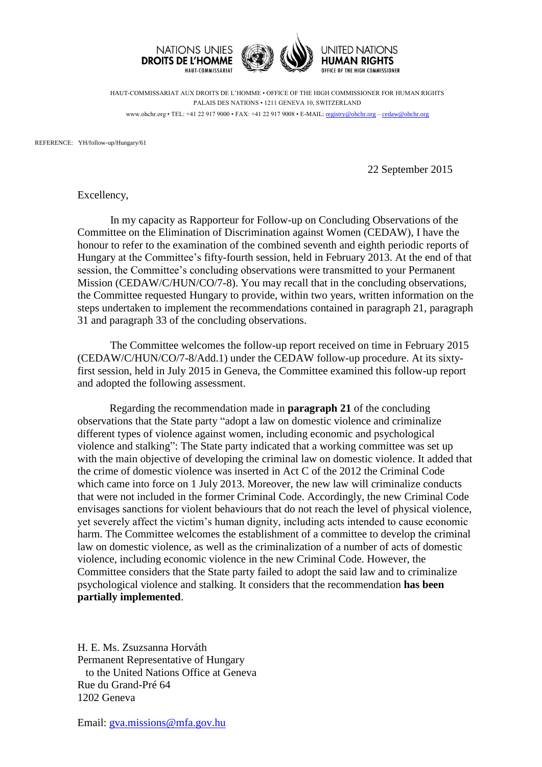NATIONS UNIES
**DROITS DE L'HOMME**
HAUT-COMMISSARIAT

UNITED NATIONS
**HUMAN RIGHTS**
OFFICE OF THE HIGH COMMISSIONER

HAUT-COMMISSARIAT AUX DROITS DE L'HOMME • OFFICE OF THE HIGH COMMISSIONER FOR HUMAN RIGHTS
PALAIS DES NATIONS • 1211 GENEVA 10, SWITZERLAND
www.ohchr.org • TEL: +41 22 917 9000 • FAX: +41 22 917 9008 • E-MAIL: registry@ohchr.org – cedaw@ohchr.org

REFERENCE: YH/follow-up/Hungary/61

22 September 2015

Excellency,

In my capacity as Rapporteur for Follow-up on Concluding Observations of the Committee on the Elimination of Discrimination against Women (CEDAW), I have the honour to refer to the examination of the combined seventh and eighth periodic reports of Hungary at the Committee's fifty-fourth session, held in February 2013. At the end of that session, the Committee's concluding observations were transmitted to your Permanent Mission (CEDAW/C/HUN/CO/7-8). You may recall that in the concluding observations, the Committee requested Hungary to provide, within two years, written information on the steps undertaken to implement the recommendations contained in paragraph 21, paragraph 31 and paragraph 33 of the concluding observations.

The Committee welcomes the follow-up report received on time in February 2015 (CEDAW/C/HUN/CO/7-8/Add.1) under the CEDAW follow-up procedure. At its sixty-first session, held in July 2015 in Geneva, the Committee examined this follow-up report and adopted the following assessment.

Regarding the recommendation made in **paragraph 21** of the concluding observations that the State party "adopt a law on domestic violence and criminalize different types of violence against women, including economic and psychological violence and stalking": The State party indicated that a working committee was set up with the main objective of developing the criminal law on domestic violence. It added that the crime of domestic violence was inserted in Act C of the 2012 the Criminal Code which came into force on 1 July 2013. Moreover, the new law will criminalize conducts that were not included in the former Criminal Code. Accordingly, the new Criminal Code envisages sanctions for violent behaviours that do not reach the level of physical violence, yet severely affect the victim's human dignity, including acts intended to cause economic harm. The Committee welcomes the establishment of a committee to develop the criminal law on domestic violence, as well as the criminalization of a number of acts of domestic violence, including economic violence in the new Criminal Code. However, the Committee considers that the State party failed to adopt the said law and to criminalize psychological violence and stalking. It considers that the recommendation **has been partially implemented**.

H. E. Ms. Zsuzsanna Horváth
Permanent Representative of Hungary
to the United Nations Office at Geneva
Rue du Grand-Pré 64
1202 Geneva

Email: gva.missions@mfa.gov.hu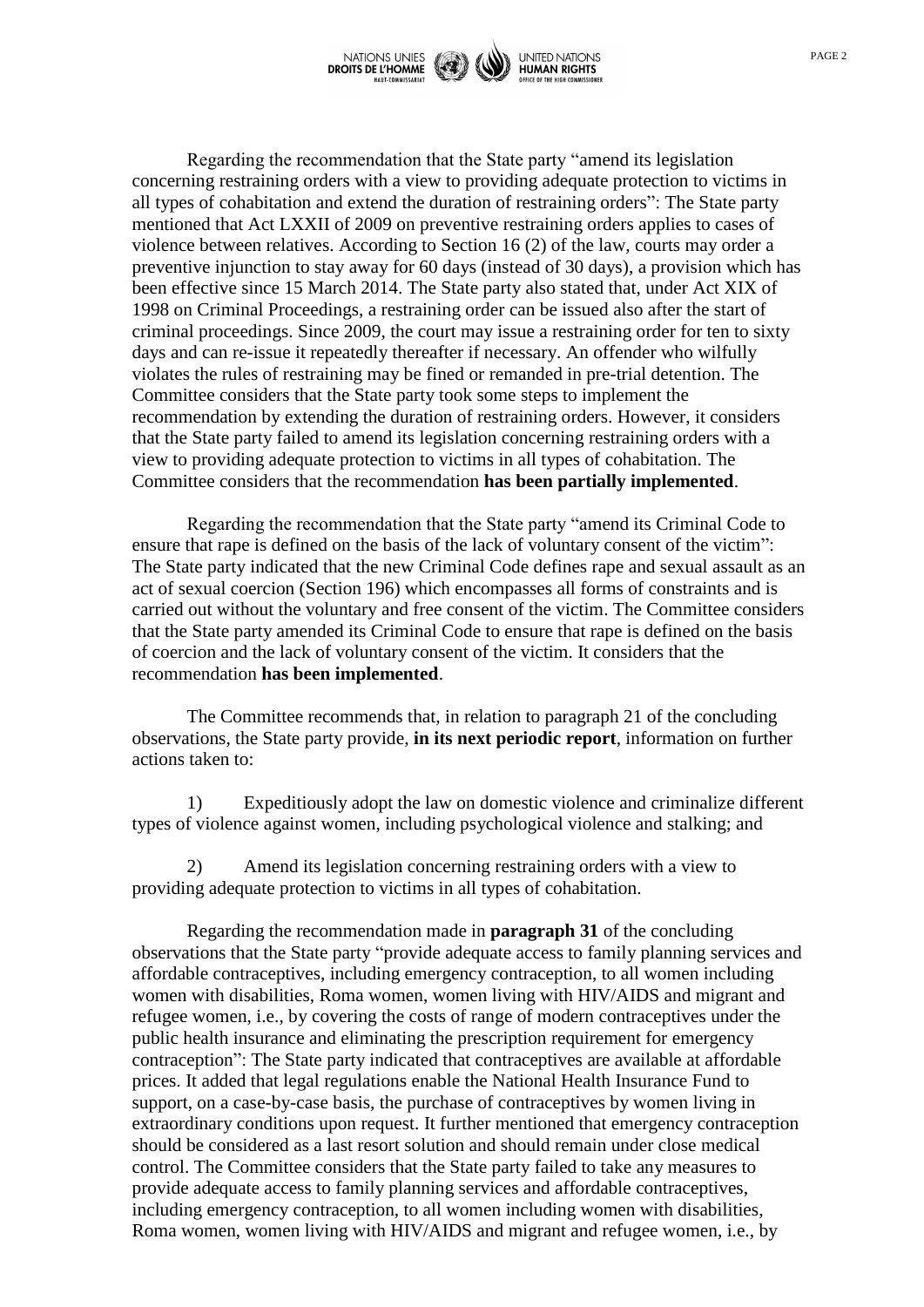Regarding the recommendation that the State party "amend its legislation concerning restraining orders with a view to providing adequate protection to victims in all types of cohabitation and extend the duration of restraining orders": The State party mentioned that Act LXXII of 2009 on preventive restraining orders applies to cases of violence between relatives. According to Section 16 (2) of the law, courts may order a preventive injunction to stay away for 60 days (instead of 30 days), a provision which has been effective since 15 March 2014. The State party also stated that, under Act XIX of 1998 on Criminal Proceedings, a restraining order can be issued also after the start of criminal proceedings. Since 2009, the court may issue a restraining order for ten to sixty days and can re-issue it repeatedly thereafter if necessary. An offender who wilfully violates the rules of restraining may be fined or remanded in pre-trial detention. The Committee considers that the State party took some steps to implement the recommendation by extending the duration of restraining orders. However, it considers that the State party failed to amend its legislation concerning restraining orders with a view to providing adequate protection to victims in all types of cohabitation. The Committee considers that the recommendation **has been partially implemented**.

Regarding the recommendation that the State party "amend its Criminal Code to ensure that rape is defined on the basis of the lack of voluntary consent of the victim": The State party indicated that the new Criminal Code defines rape and sexual assault as an act of sexual coercion (Section 196) which encompasses all forms of constraints and is carried out without the voluntary and free consent of the victim. The Committee considers that the State party amended its Criminal Code to ensure that rape is defined on the basis of coercion and the lack of voluntary consent of the victim. It considers that the recommendation **has been implemented**.

The Committee recommends that, in relation to paragraph 21 of the concluding observations, the State party provide, **in its next periodic report**, information on further actions taken to:

1) Expeditiously adopt the law on domestic violence and criminalize different types of violence against women, including psychological violence and stalking; and

2) Amend its legislation concerning restraining orders with a view to providing adequate protection to victims in all types of cohabitation.

Regarding the recommendation made in **paragraph 31** of the concluding observations that the State party "provide adequate access to family planning services and affordable contraceptives, including emergency contraception, to all women including women with disabilities, Roma women, women living with HIV/AIDS and migrant and refugee women, i.e., by covering the costs of range of modern contraceptives under the public health insurance and eliminating the prescription requirement for emergency contraception": The State party indicated that contraceptives are available at affordable prices. It added that legal regulations enable the National Health Insurance Fund to support, on a case-by-case basis, the purchase of contraceptives by women living in extraordinary conditions upon request. It further mentioned that emergency contraception should be considered as a last resort solution and should remain under close medical control. The Committee considers that the State party failed to take any measures to provide adequate access to family planning services and affordable contraceptives, including emergency contraception, to all women including women with disabilities, Roma women, women living with HIV/AIDS and migrant and refugee women, i.e., by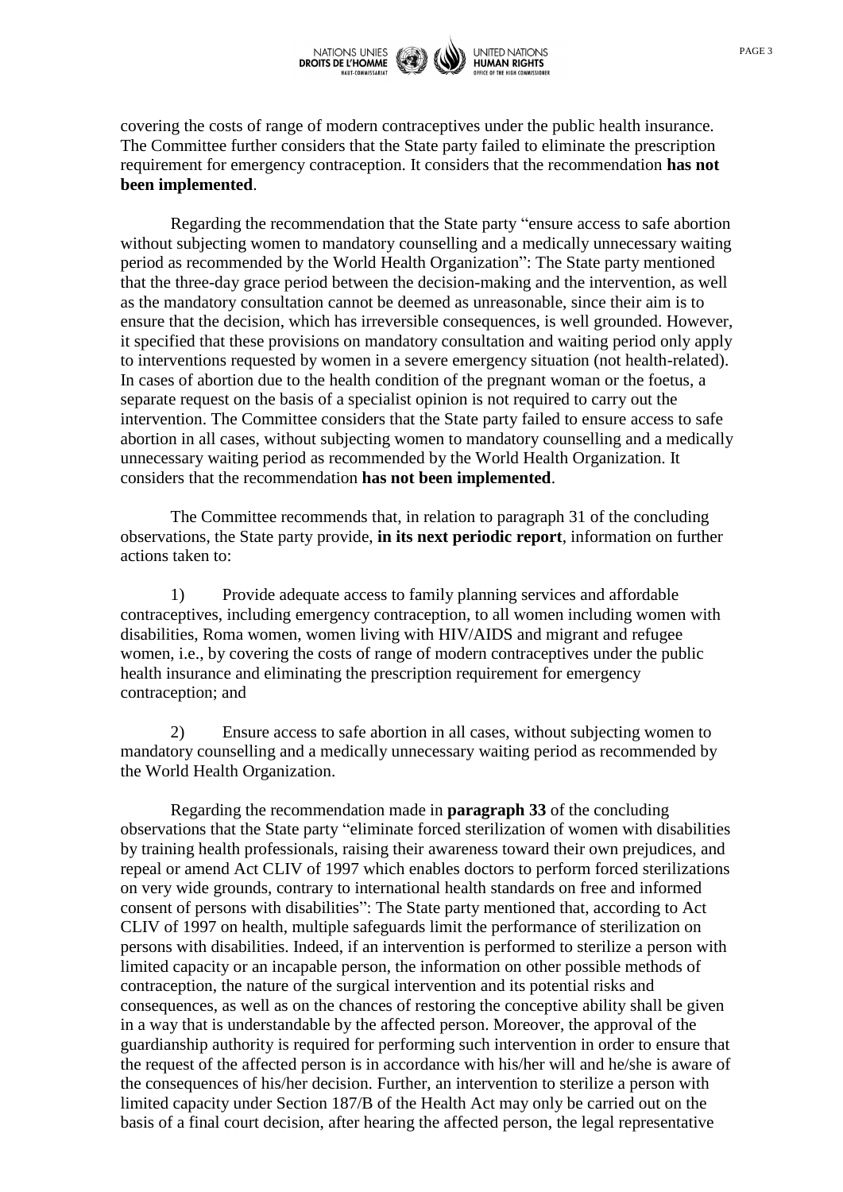covering the costs of range of modern contraceptives under the public health insurance. The Committee further considers that the State party failed to eliminate the prescription requirement for emergency contraception. It considers that the recommendation **has not been implemented**.

Regarding the recommendation that the State party "ensure access to safe abortion without subjecting women to mandatory counselling and a medically unnecessary waiting period as recommended by the World Health Organization": The State party mentioned that the three-day grace period between the decision-making and the intervention, as well as the mandatory consultation cannot be deemed as unreasonable, since their aim is to ensure that the decision, which has irreversible consequences, is well grounded. However, it specified that these provisions on mandatory consultation and waiting period only apply to interventions requested by women in a severe emergency situation (not health-related). In cases of abortion due to the health condition of the pregnant woman or the foetus, a separate request on the basis of a specialist opinion is not required to carry out the intervention. The Committee considers that the State party failed to ensure access to safe abortion in all cases, without subjecting women to mandatory counselling and a medically unnecessary waiting period as recommended by the World Health Organization. It considers that the recommendation **has not been implemented**.

The Committee recommends that, in relation to paragraph 31 of the concluding observations, the State party provide, **in its next periodic report**, information on further actions taken to:

1) Provide adequate access to family planning services and affordable contraceptives, including emergency contraception, to all women including women with disabilities, Roma women, women living with HIV/AIDS and migrant and refugee women, i.e., by covering the costs of range of modern contraceptives under the public health insurance and eliminating the prescription requirement for emergency contraception; and

2) Ensure access to safe abortion in all cases, without subjecting women to mandatory counselling and a medically unnecessary waiting period as recommended by the World Health Organization.

Regarding the recommendation made in **paragraph 33** of the concluding observations that the State party "eliminate forced sterilization of women with disabilities by training health professionals, raising their awareness toward their own prejudices, and repeal or amend Act CLIV of 1997 which enables doctors to perform forced sterilizations on very wide grounds, contrary to international health standards on free and informed consent of persons with disabilities": The State party mentioned that, according to Act CLIV of 1997 on health, multiple safeguards limit the performance of sterilization on persons with disabilities. Indeed, if an intervention is performed to sterilize a person with limited capacity or an incapable person, the information on other possible methods of contraception, the nature of the surgical intervention and its potential risks and consequences, as well as on the chances of restoring the conceptive ability shall be given in a way that is understandable by the affected person. Moreover, the approval of the guardianship authority is required for performing such intervention in order to ensure that the request of the affected person is in accordance with his/her will and he/she is aware of the consequences of his/her decision. Further, an intervention to sterilize a person with limited capacity under Section 187/B of the Health Act may only be carried out on the basis of a final court decision, after hearing the affected person, the legal representative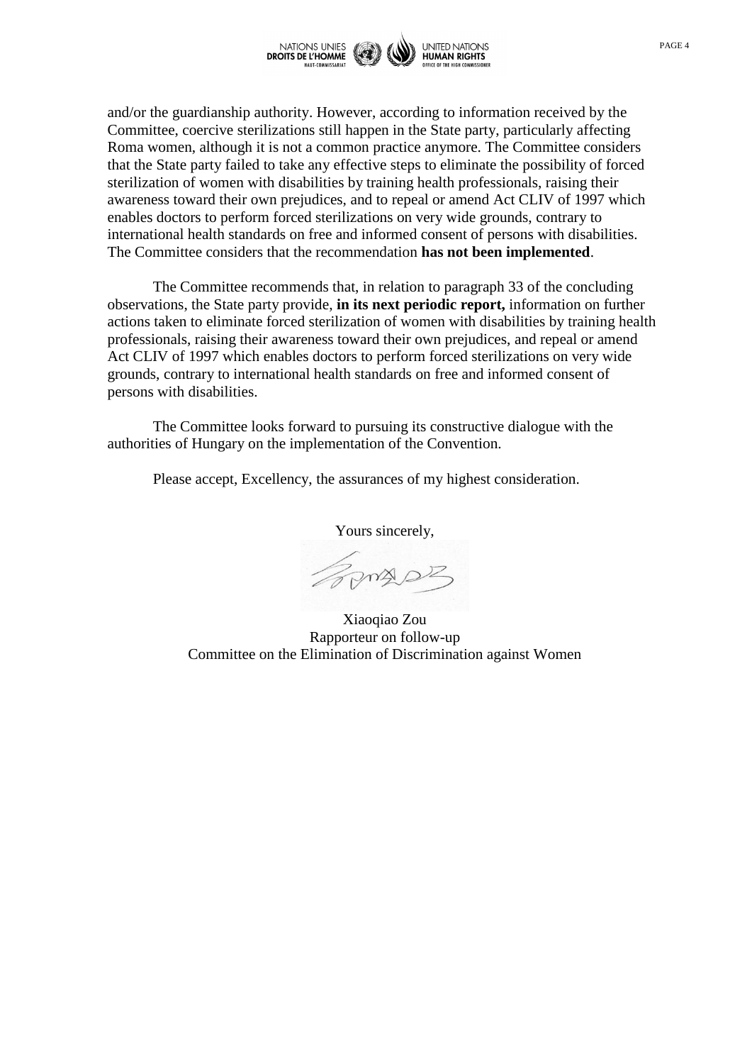and/or the guardianship authority. However, according to information received by the Committee, coercive sterilizations still happen in the State party, particularly affecting Roma women, although it is not a common practice anymore. The Committee considers that the State party failed to take any effective steps to eliminate the possibility of forced sterilization of women with disabilities by training health professionals, raising their awareness toward their own prejudices, and to repeal or amend Act CLIV of 1997 which enables doctors to perform forced sterilizations on very wide grounds, contrary to international health standards on free and informed consent of persons with disabilities. The Committee considers that the recommendation **has not been implemented**.

The Committee recommends that, in relation to paragraph 33 of the concluding observations, the State party provide, **in its next periodic report,** information on further actions taken to eliminate forced sterilization of women with disabilities by training health professionals, raising their awareness toward their own prejudices, and repeal or amend Act CLIV of 1997 which enables doctors to perform forced sterilizations on very wide grounds, contrary to international health standards on free and informed consent of persons with disabilities.

The Committee looks forward to pursuing its constructive dialogue with the authorities of Hungary on the implementation of the Convention.

Please accept, Excellency, the assurances of my highest consideration.

Yours sincerely,

Xiaoqiao Zou
Rapporteur on follow-up
Committee on the Elimination of Discrimination against Women